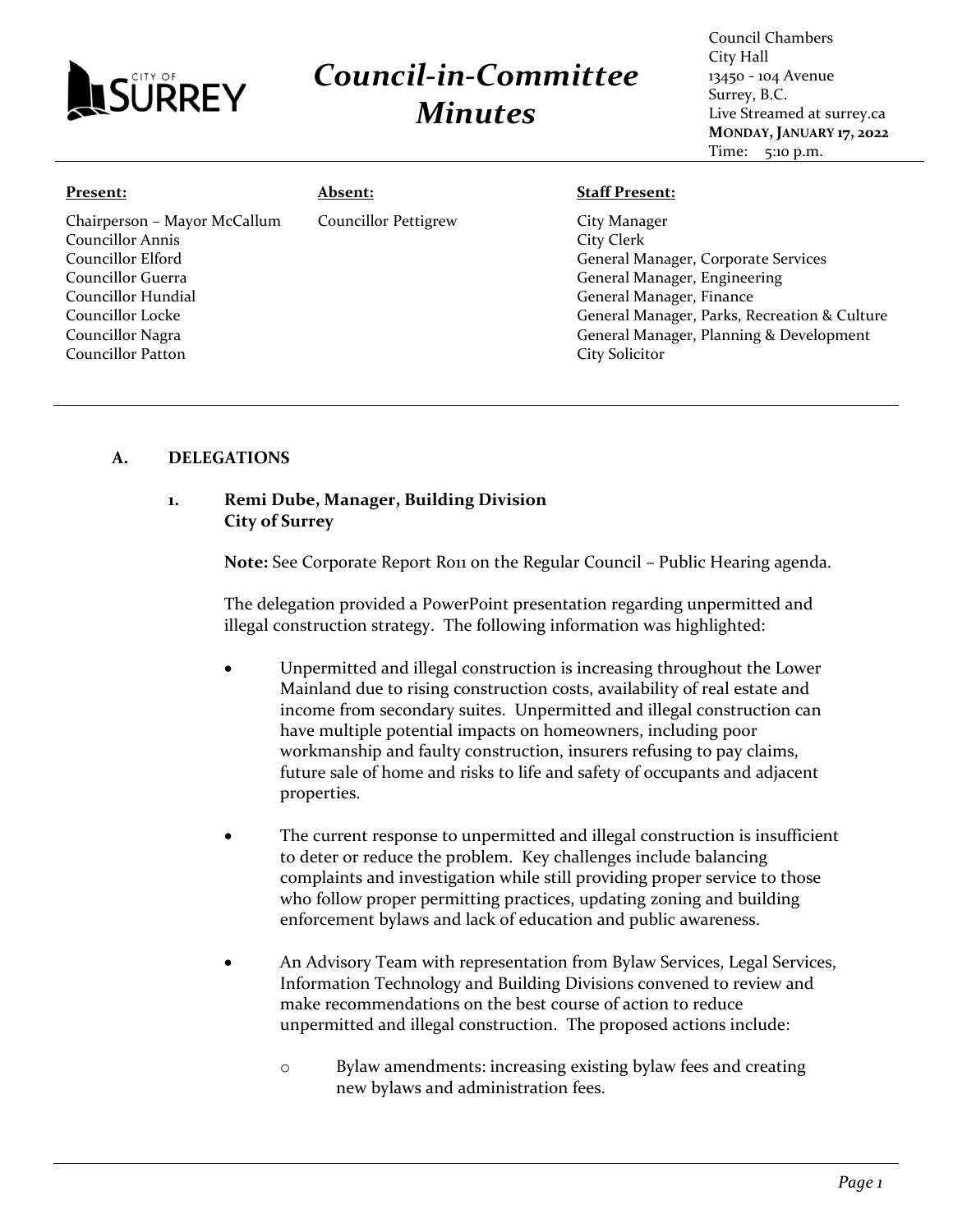# Council-in-Committee Minutes

Council Chambers
City Hall
13450 - 104 Avenue
Surrey, B.C.
Live Streamed at surrey.ca
**MONDAY, JANUARY 17, 2022**
Time: 5:10 p.m.

| **Present:** | **Absent:** | **Staff Present:** |
| --- | --- | --- |
| Chairperson – Mayor McCallum | Councillor Pettigrew | City Manager |
| Councillor Annis | | City Clerk |
| Councillor Elford | | General Manager, Corporate Services |
| Councillor Guerra | | General Manager, Engineering |
| Councillor Hundial | | General Manager, Finance |
| Councillor Locke | | General Manager, Parks, Recreation & Culture |
| Councillor Nagra | | General Manager, Planning & Development |
| Councillor Patton | | City Solicitor |

## A. DELEGATIONS

### 1. Remi Dube, Manager, Building Division City of Surrey

**Note:** See Corporate Report R011 on the Regular Council – Public Hearing agenda.

The delegation provided a PowerPoint presentation regarding unpermitted and illegal construction strategy. The following information was highlighted:

- Unpermitted and illegal construction is increasing throughout the Lower Mainland due to rising construction costs, availability of real estate and income from secondary suites. Unpermitted and illegal construction can have multiple potential impacts on homeowners, including poor workmanship and faulty construction, insurers refusing to pay claims, future sale of home and risks to life and safety of occupants and adjacent properties.

- The current response to unpermitted and illegal construction is insufficient to deter or reduce the problem. Key challenges include balancing complaints and investigation while still providing proper service to those who follow proper permitting practices, updating zoning and building enforcement bylaws and lack of education and public awareness.

- An Advisory Team with representation from Bylaw Services, Legal Services, Information Technology and Building Divisions convened to review and make recommendations on the best course of action to reduce unpermitted and illegal construction. The proposed actions include:

  - Bylaw amendments: increasing existing bylaw fees and creating new bylaws and administration fees.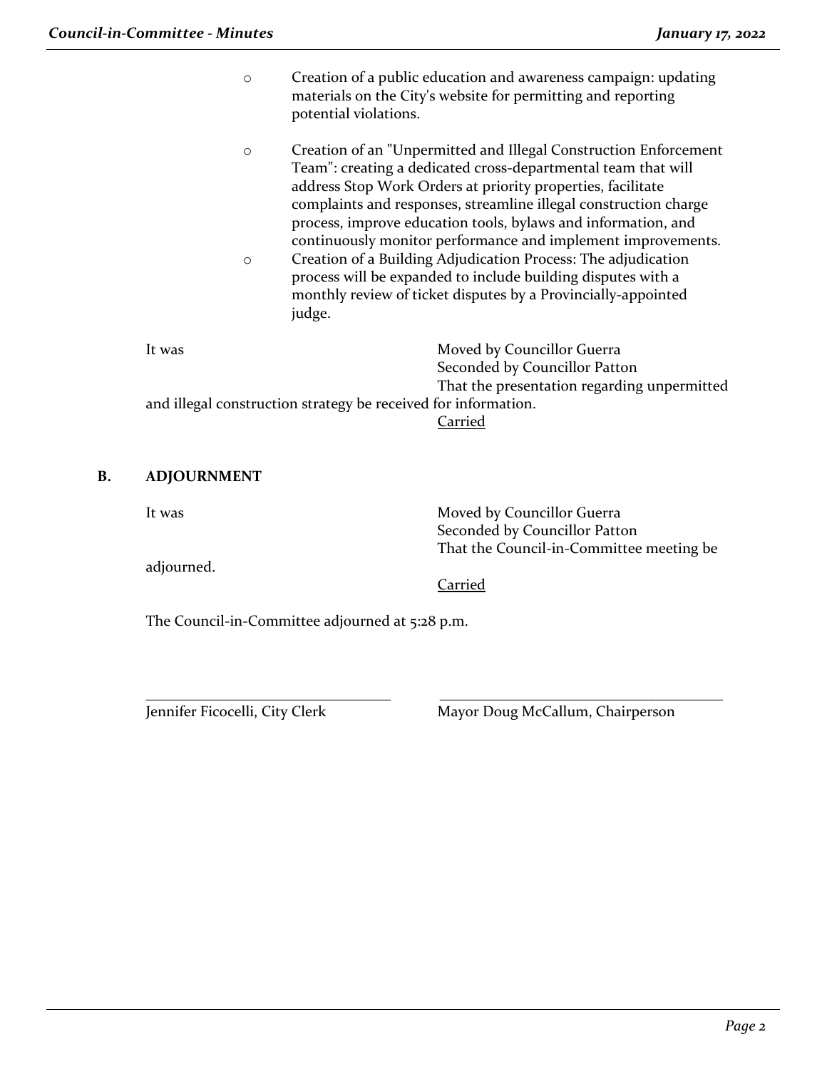- Creation of a public education and awareness campaign: updating materials on the City's website for permitting and reporting potential violations.

- Creation of an "Unpermitted and Illegal Construction Enforcement Team": creating a dedicated cross-departmental team that will address Stop Work Orders at priority properties, facilitate complaints and responses, streamline illegal construction charge process, improve education tools, bylaws and information, and continuously monitor performance and implement improvements.
- Creation of a Building Adjudication Process: The adjudication process will be expanded to include building disputes with a monthly review of ticket disputes by a Provincially-appointed judge.

It was Moved by Councillor Guerra
Seconded by Councillor Patton
That the presentation regarding unpermitted and illegal construction strategy be received for information.
Carried

## B. ADJOURNMENT

It was Moved by Councillor Guerra
Seconded by Councillor Patton
That the Council-in-Committee meeting be adjourned.
Carried

The Council-in-Committee adjourned at 5:28 p.m.

_______________________________ Jennifer Ficocelli, City Clerk

_______________________________ Mayor Doug McCallum, Chairperson